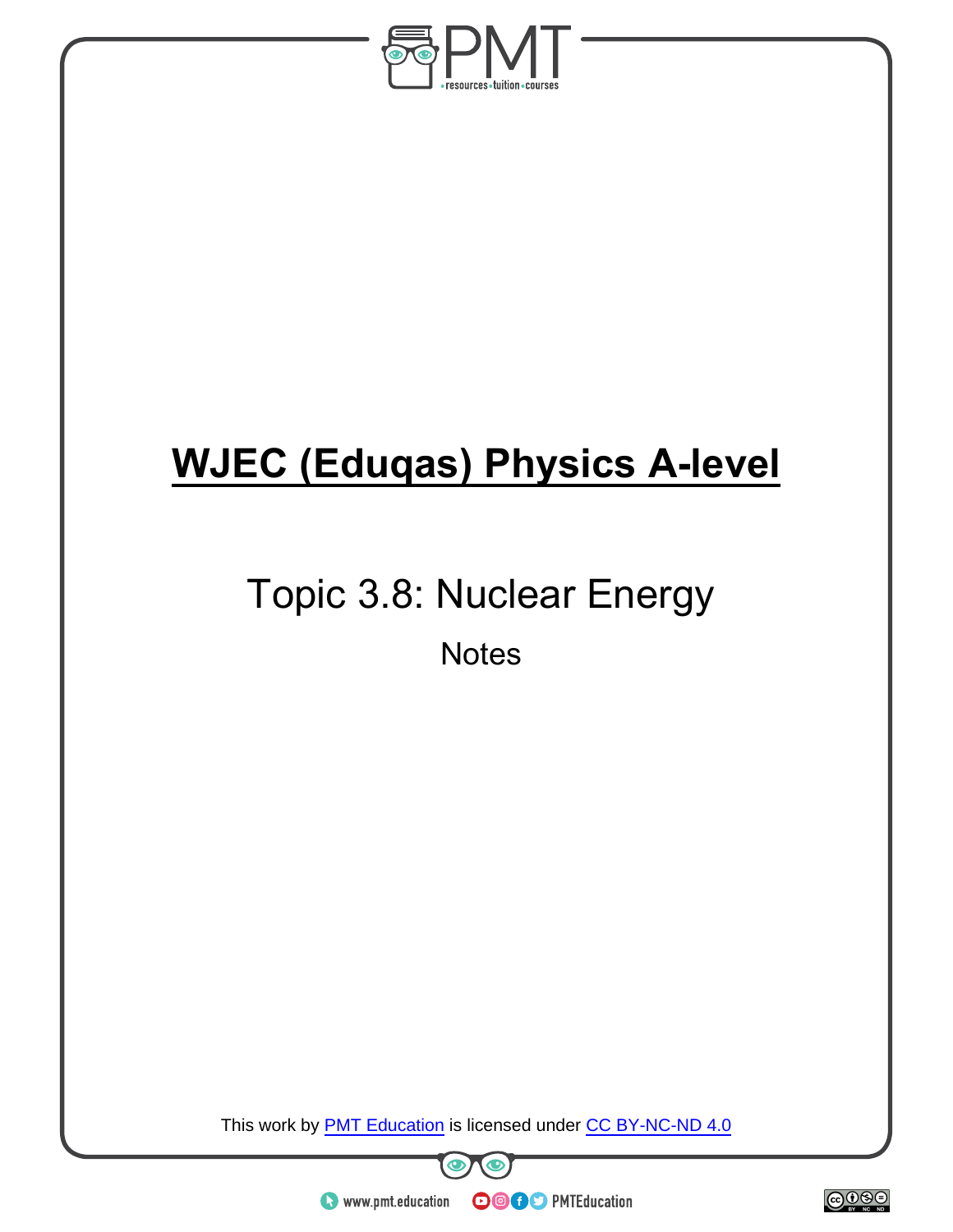# WJEC (Eduqas) Physics A-level

## Topic 3.8: Nuclear Energy

Notes

This work by PMT Education is licensed under CC BY-NC-ND 4.0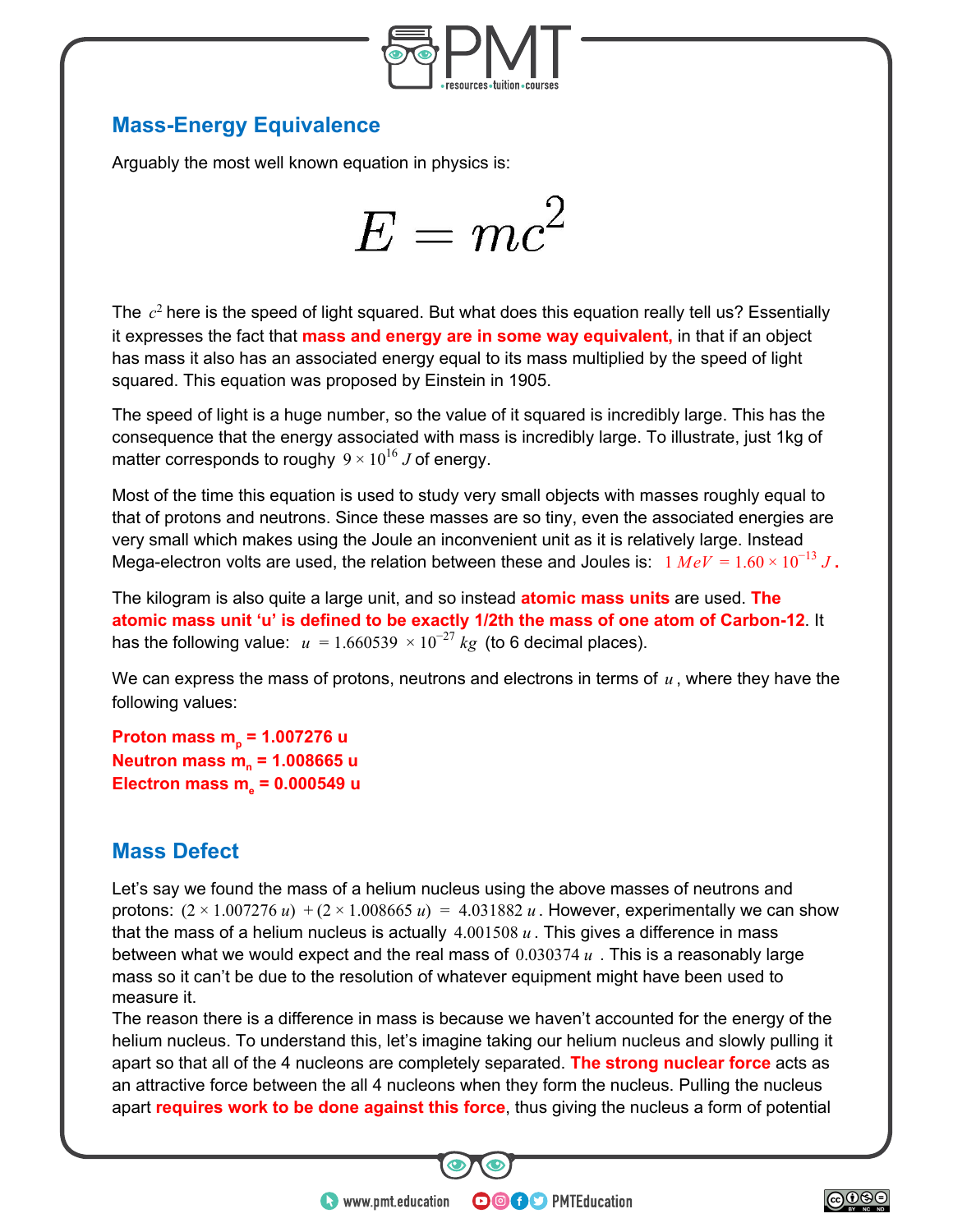## Mass-Energy Equivalence

Arguably the most well known equation in physics is:

$$E = mc^2$$

The $c^2$ here is the speed of light squared. But what does this equation really tell us? Essentially it expresses the fact that **mass and energy are in some way equivalent,** in that if an object has mass it also has an associated energy equal to its mass multiplied by the speed of light squared. This equation was proposed by Einstein in 1905.

The speed of light is a huge number, so the value of it squared is incredibly large. This has the consequence that the energy associated with mass is incredibly large. To illustrate, just 1kg of matter corresponds to roughy $9 \times 10^{16}\,J$ of energy.

Most of the time this equation is used to study very small objects with masses roughly equal to that of protons and neutrons. Since these masses are so tiny, even the associated energies are very small which makes using the Joule an inconvenient unit as it is relatively large. Instead Mega-electron volts are used, the relation between these and Joules is: $1\,MeV = 1.60 \times 10^{-13}\,J$.

The kilogram is also quite a large unit, and so instead **atomic mass units** are used. **The atomic mass unit 'u' is defined to be exactly 1/2th the mass of one atom of Carbon-12**. It has the following value: $u = 1.660539 \times 10^{-27}\,kg$ (to 6 decimal places).

We can express the mass of protons, neutrons and electrons in terms of $u$, where they have the following values:

**Proton mass $m_p$ = 1.007276 u**
**Neutron mass $m_n$ = 1.008665 u**
**Electron mass $m_e$ = 0.000549 u**

## Mass Defect

Let's say we found the mass of a helium nucleus using the above masses of neutrons and protons: $(2 \times 1.007276\,u) + (2 \times 1.008665\,u) = 4.031882\,u$. However, experimentally we can show that the mass of a helium nucleus is actually $4.001508\,u$. This gives a difference in mass between what we would expect and the real mass of $0.030374\,u$. This is a reasonably large mass so it can't be due to the resolution of whatever equipment might have been used to measure it.

The reason there is a difference in mass is because we haven't accounted for the energy of the helium nucleus. To understand this, let's imagine taking our helium nucleus and slowly pulling it apart so that all of the 4 nucleons are completely separated. **The strong nuclear force** acts as an attractive force between the all 4 nucleons when they form the nucleus. Pulling the nucleus apart **requires work to be done against this force**, thus giving the nucleus a form of potential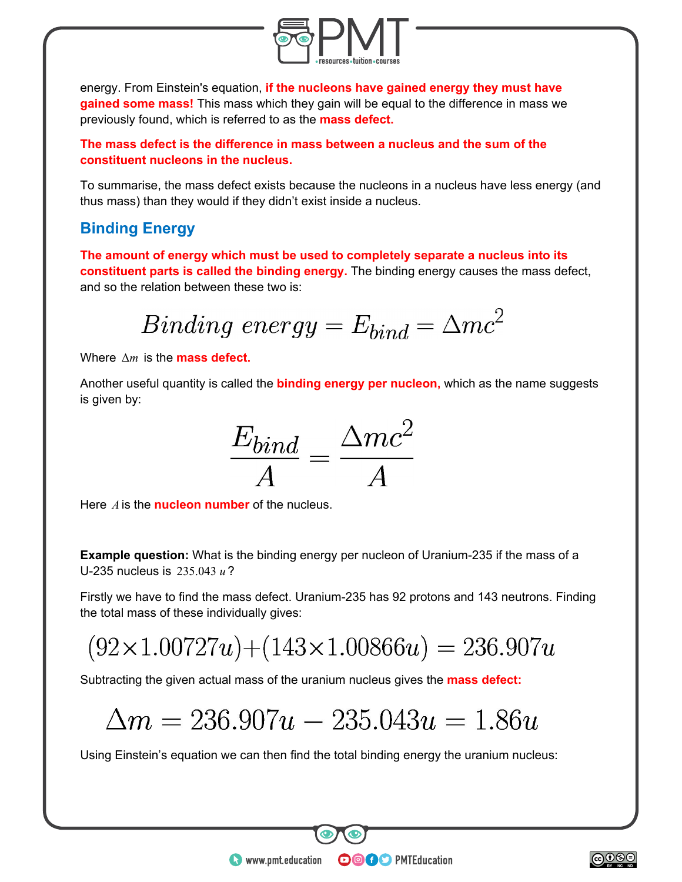energy. From Einstein's equation, **if the nucleons have gained energy they must have gained some mass!** This mass which they gain will be equal to the difference in mass we previously found, which is referred to as the **mass defect.**

**The mass defect is the difference in mass between a nucleus and the sum of the constituent nucleons in the nucleus.**

To summarise, the mass defect exists because the nucleons in a nucleus have less energy (and thus mass) than they would if they didn't exist inside a nucleus.

## Binding Energy

**The amount of energy which must be used to completely separate a nucleus into its constituent parts is called the binding energy.** The binding energy causes the mass defect, and so the relation between these two is:

$$Binding\ energy = E_{bind} = \Delta mc^2$$

Where $\Delta m$ is the **mass defect.**

Another useful quantity is called the **binding energy per nucleon,** which as the name suggests is given by:

$$\frac{E_{bind}}{A} = \frac{\Delta mc^2}{A}$$

Here $A$ is the **nucleon number** of the nucleus.

**Example question:** What is the binding energy per nucleon of Uranium-235 if the mass of a U-235 nucleus is $235.043\ u$?

Firstly we have to find the mass defect. Uranium-235 has 92 protons and 143 neutrons. Finding the total mass of these individually gives:

$$(92 \times 1.00727u) + (143 \times 1.00866u) = 236.907u$$

Subtracting the given actual mass of the uranium nucleus gives the **mass defect:**

$$\Delta m = 236.907u - 235.043u = 1.86u$$

Using Einstein's equation we can then find the total binding energy the uranium nucleus: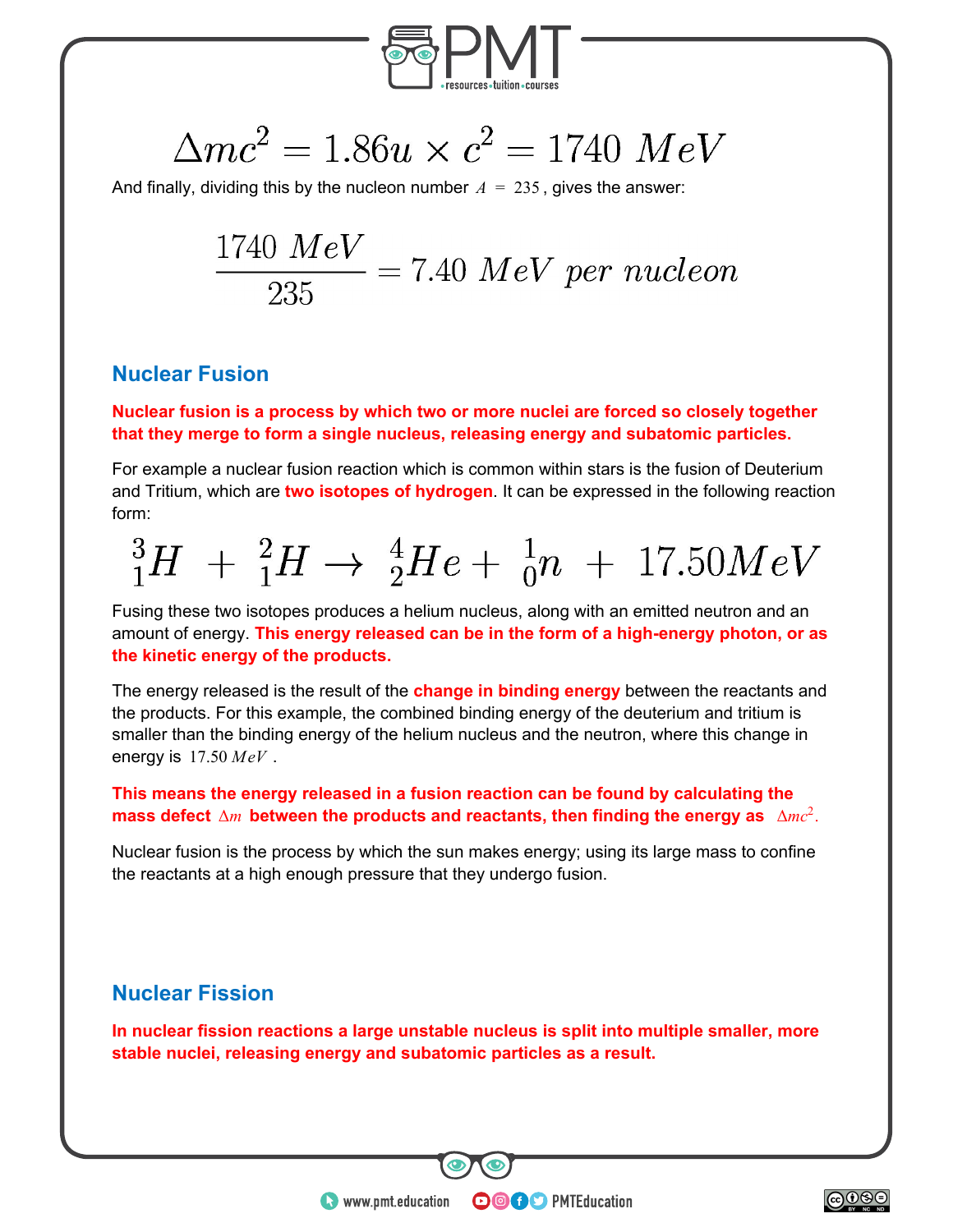$$\Delta mc^2 = 1.86u \times c^2 = 1740\ MeV$$

And finally, dividing this by the nucleon number $A = 235$, gives the answer:

$$\frac{1740\ MeV}{235} = 7.40\ MeV\ per\ nucleon$$

## Nuclear Fusion

**Nuclear fusion is a process by which two or more nuclei are forced so closely together that they merge to form a single nucleus, releasing energy and subatomic particles.**

For example a nuclear fusion reaction which is common within stars is the fusion of Deuterium and Tritium, which are **two isotopes of hydrogen**. It can be expressed in the following reaction form:

$${}^{3}_{1}H\ +\ {}^{2}_{1}H \rightarrow\ {}^{4}_{2}He +\ {}^{1}_{0}n\ +\ 17.50MeV$$

Fusing these two isotopes produces a helium nucleus, along with an emitted neutron and an amount of energy. **This energy released can be in the form of a high-energy photon, or as the kinetic energy of the products.**

The energy released is the result of the **change in binding energy** between the reactants and the products. For this example, the combined binding energy of the deuterium and tritium is smaller than the binding energy of the helium nucleus and the neutron, where this change in energy is $17.50\ MeV$ .

**This means the energy released in a fusion reaction can be found by calculating the mass defect $\Delta m$ between the products and reactants, then finding the energy as $\Delta mc^2$.**

Nuclear fusion is the process by which the sun makes energy; using its large mass to confine the reactants at a high enough pressure that they undergo fusion.

## Nuclear Fission

**In nuclear fission reactions a large unstable nucleus is split into multiple smaller, more stable nuclei, releasing energy and subatomic particles as a result.**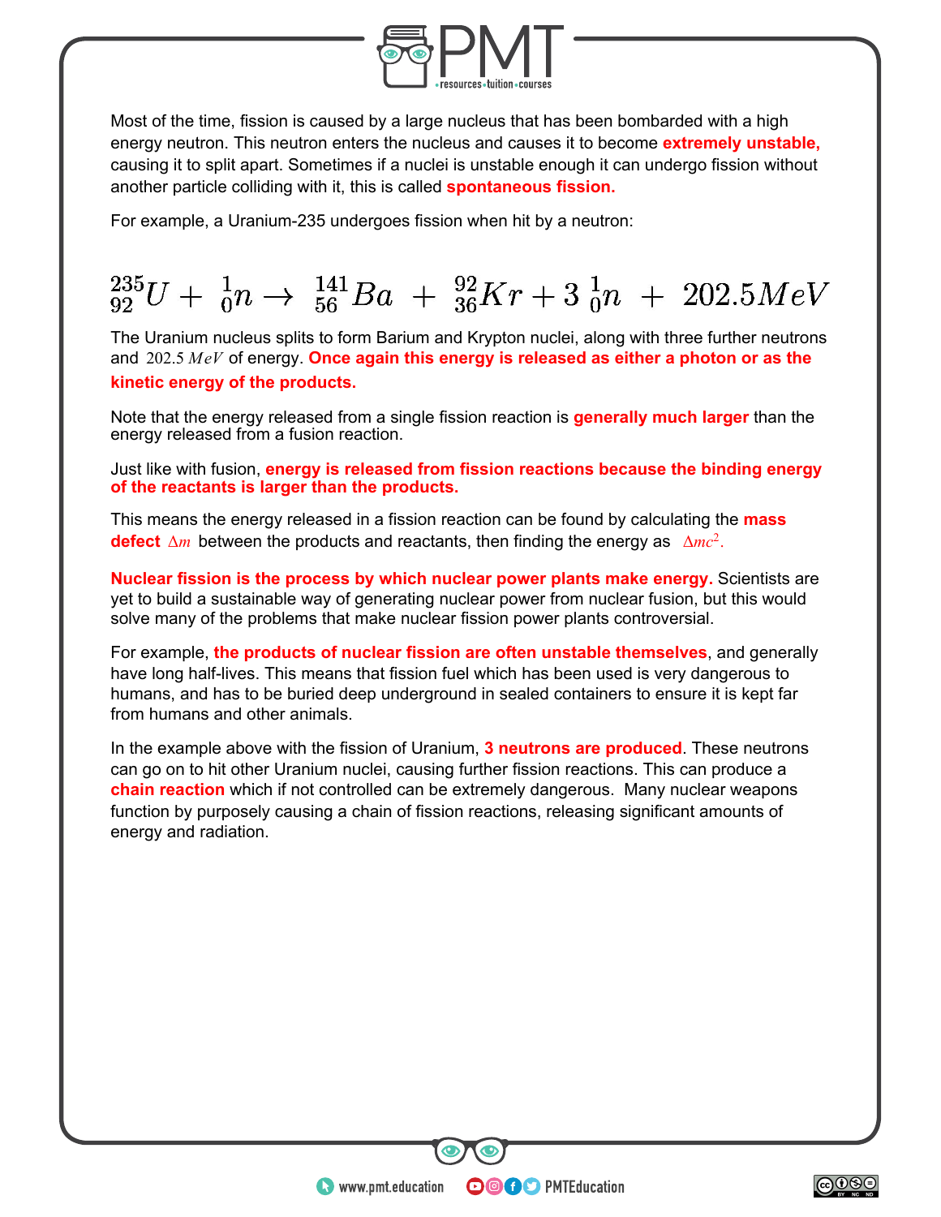Most of the time, fission is caused by a large nucleus that has been bombarded with a high energy neutron. This neutron enters the nucleus and causes it to become **extremely unstable,** causing it to split apart. Sometimes if a nuclei is unstable enough it can undergo fission without another particle colliding with it, this is called **spontaneous fission.**

For example, a Uranium-235 undergoes fission when hit by a neutron:

$$^{235}_{92}U + \,^{1}_{0}n \rightarrow \,^{141}_{56}Ba \,+\, ^{92}_{36}Kr + 3\,^{1}_{0}n \,+\, 202.5MeV$$

The Uranium nucleus splits to form Barium and Krypton nuclei, along with three further neutrons and $202.5\,MeV$ of energy. **Once again this energy is released as either a photon or as the kinetic energy of the products.**

Note that the energy released from a single fission reaction is **generally much larger** than the energy released from a fusion reaction.

Just like with fusion, **energy is released from fission reactions because the binding energy of the reactants is larger than the products.**

This means the energy released in a fission reaction can be found by calculating the **mass defect** $\Delta m$ between the products and reactants, then finding the energy as $\Delta mc^2$.

**Nuclear fission is the process by which nuclear power plants make energy.** Scientists are yet to build a sustainable way of generating nuclear power from nuclear fusion, but this would solve many of the problems that make nuclear fission power plants controversial.

For example, **the products of nuclear fission are often unstable themselves**, and generally have long half-lives. This means that fission fuel which has been used is very dangerous to humans, and has to be buried deep underground in sealed containers to ensure it is kept far from humans and other animals.

In the example above with the fission of Uranium, **3 neutrons are produced**. These neutrons can go on to hit other Uranium nuclei, causing further fission reactions. This can produce a **chain reaction** which if not controlled can be extremely dangerous. Many nuclear weapons function by purposely causing a chain of fission reactions, releasing significant amounts of energy and radiation.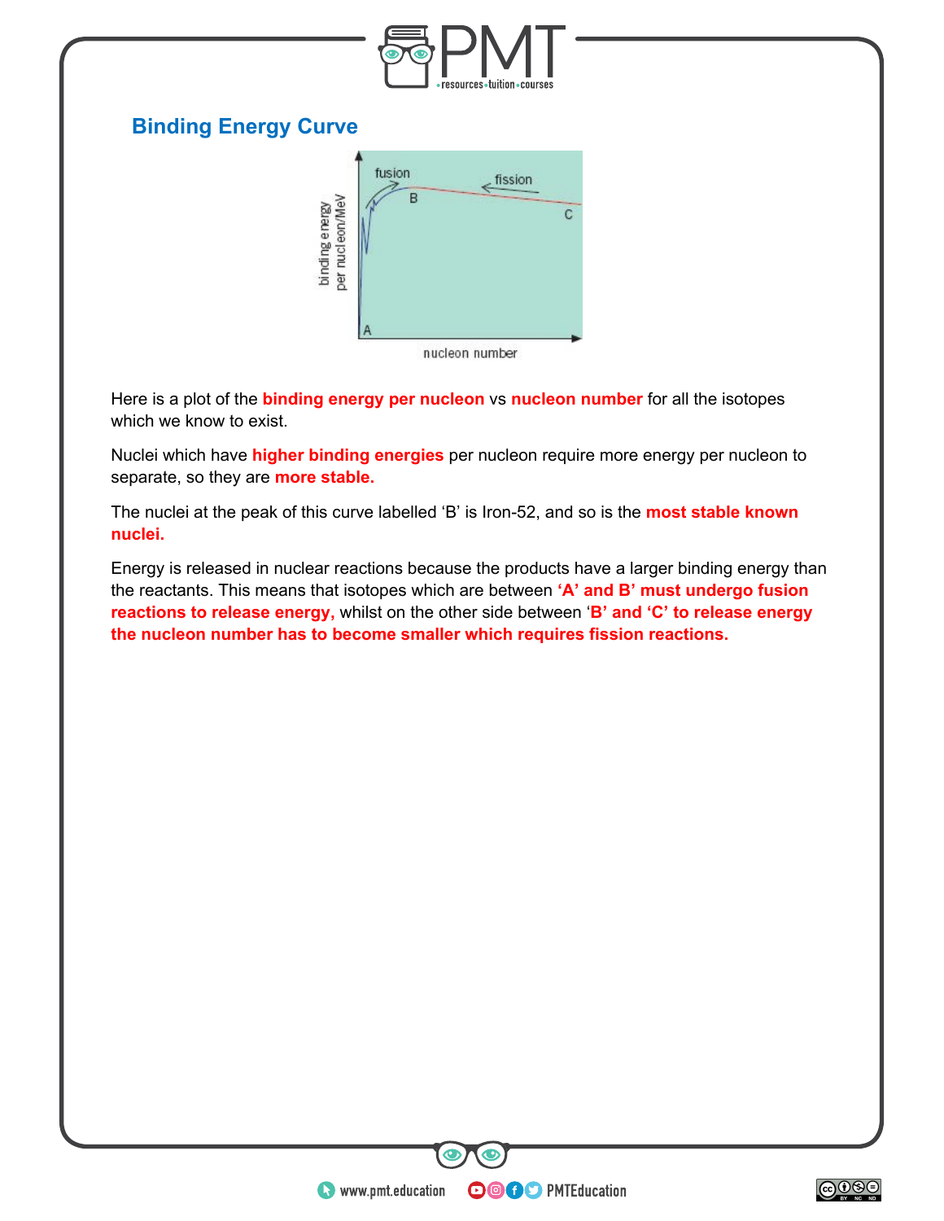## Binding Energy Curve

binding energy per nucleon/MeV

nucleon number

fusion

fission

A

B

C

Here is a plot of the **binding energy per nucleon** vs **nucleon number** for all the isotopes which we know to exist.

Nuclei which have **higher binding energies** per nucleon require more energy per nucleon to separate, so they are **more stable.**

The nuclei at the peak of this curve labelled 'B' is Iron-52, and so is the **most stable known nuclei.**

Energy is released in nuclear reactions because the products have a larger binding energy than the reactants. This means that isotopes which are between **'A' and B' must undergo fusion reactions to release energy,** whilst on the other side between '**B' and 'C' to release energy the nucleon number has to become smaller which requires fission reactions.**